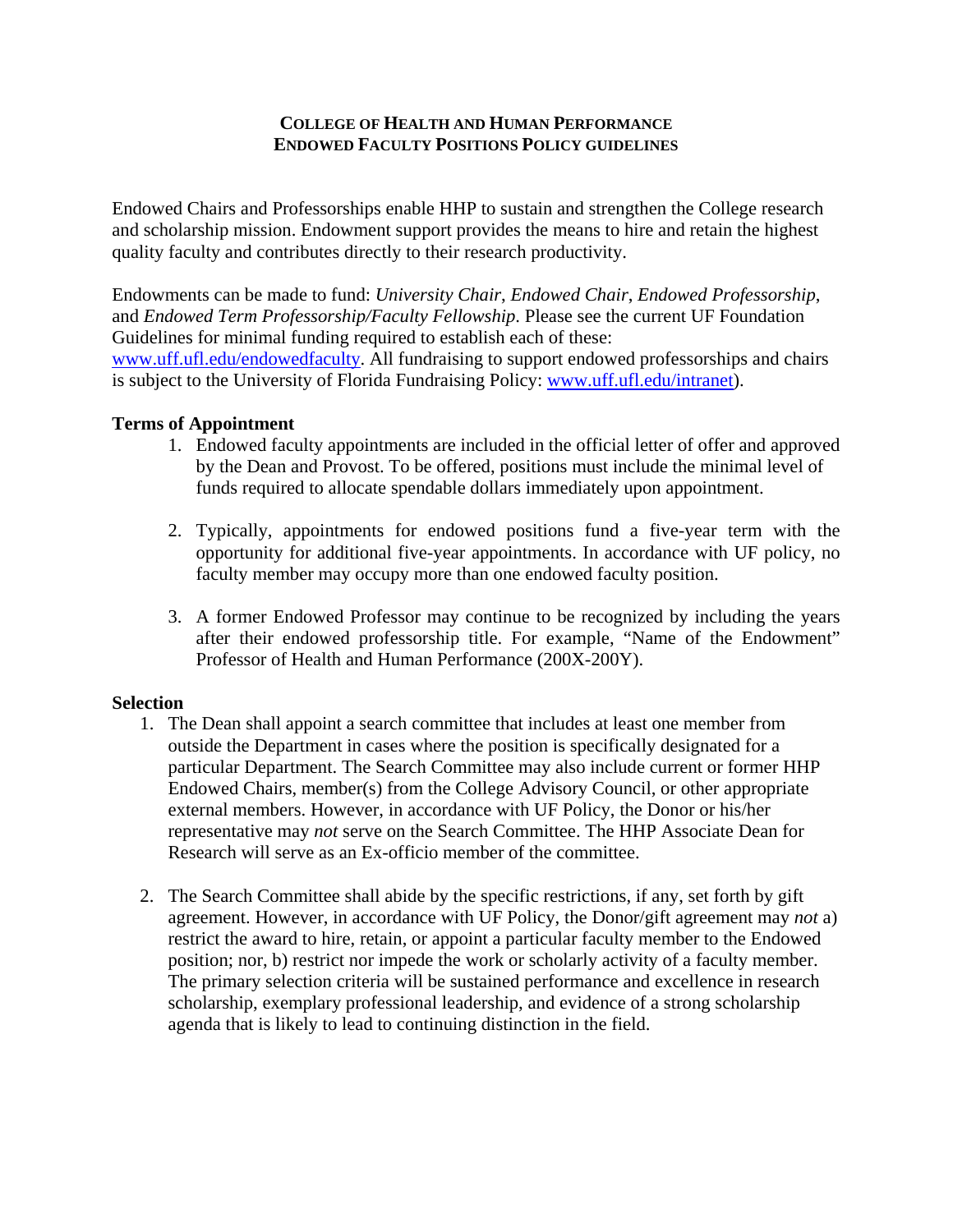# College of Health and Human Performance
# Endowed Faculty Positions Policy Guidelines

Endowed Chairs and Professorships enable HHP to sustain and strengthen the College research and scholarship mission. Endowment support provides the means to hire and retain the highest quality faculty and contributes directly to their research productivity.

Endowments can be made to fund: *University Chair*, *Endowed Chair*, *Endowed Professorship*, and *Endowed Term Professorship/Faculty Fellowship*. Please see the current UF Foundation Guidelines for minimal funding required to establish each of these: [www.uff.ufl.edu/endowedfaculty](www.uff.ufl.edu/endowedfaculty). All fundraising to support endowed professorships and chairs is subject to the University of Florida Fundraising Policy: [www.uff.ufl.edu/intranet](www.uff.ufl.edu/intranet)).

## Terms of Appointment

1. Endowed faculty appointments are included in the official letter of offer and approved by the Dean and Provost. To be offered, positions must include the minimal level of funds required to allocate spendable dollars immediately upon appointment.

2. Typically, appointments for endowed positions fund a five-year term with the opportunity for additional five-year appointments. In accordance with UF policy, no faculty member may occupy more than one endowed faculty position.

3. A former Endowed Professor may continue to be recognized by including the years after their endowed professorship title. For example, "Name of the Endowment" Professor of Health and Human Performance (200X-200Y).

## Selection

1. The Dean shall appoint a search committee that includes at least one member from outside the Department in cases where the position is specifically designated for a particular Department. The Search Committee may also include current or former HHP Endowed Chairs, member(s) from the College Advisory Council, or other appropriate external members. However, in accordance with UF Policy, the Donor or his/her representative may *not* serve on the Search Committee. The HHP Associate Dean for Research will serve as an Ex-officio member of the committee.

2. The Search Committee shall abide by the specific restrictions, if any, set forth by gift agreement. However, in accordance with UF Policy, the Donor/gift agreement may *not* a) restrict the award to hire, retain, or appoint a particular faculty member to the Endowed position; nor, b) restrict nor impede the work or scholarly activity of a faculty member. The primary selection criteria will be sustained performance and excellence in research scholarship, exemplary professional leadership, and evidence of a strong scholarship agenda that is likely to lead to continuing distinction in the field.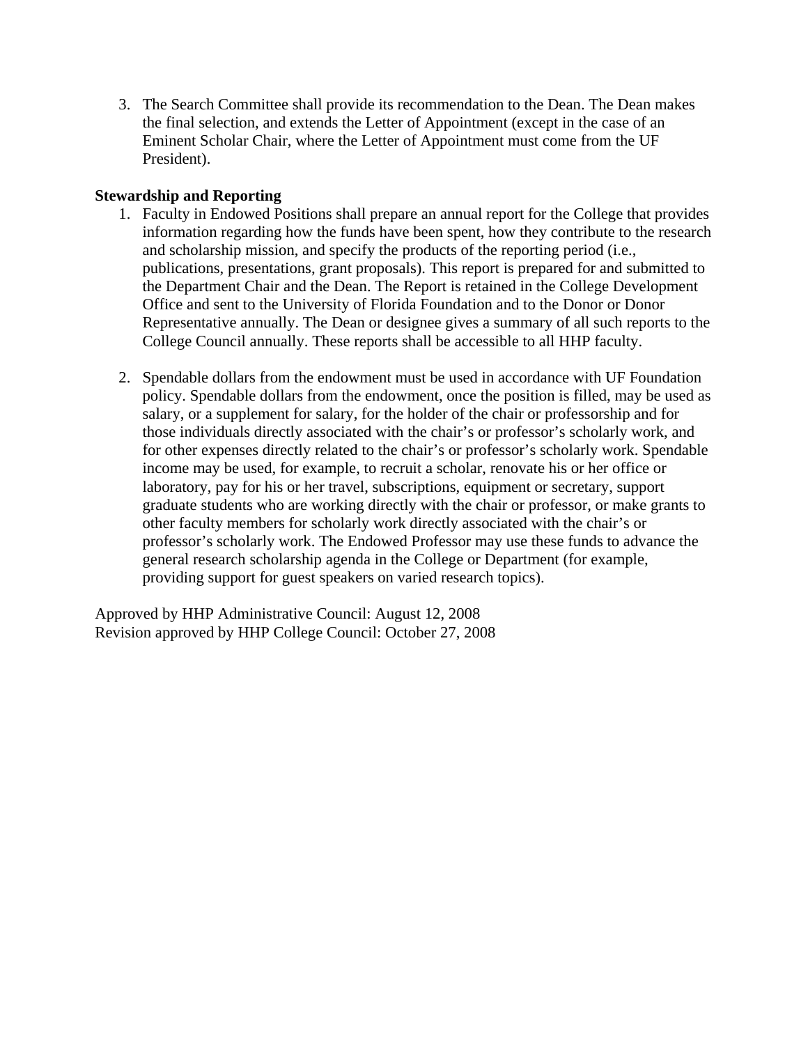3. The Search Committee shall provide its recommendation to the Dean. The Dean makes the final selection, and extends the Letter of Appointment (except in the case of an Eminent Scholar Chair, where the Letter of Appointment must come from the UF President).

**Stewardship and Reporting**

1. Faculty in Endowed Positions shall prepare an annual report for the College that provides information regarding how the funds have been spent, how they contribute to the research and scholarship mission, and specify the products of the reporting period (i.e., publications, presentations, grant proposals). This report is prepared for and submitted to the Department Chair and the Dean. The Report is retained in the College Development Office and sent to the University of Florida Foundation and to the Donor or Donor Representative annually. The Dean or designee gives a summary of all such reports to the College Council annually. These reports shall be accessible to all HHP faculty.

2. Spendable dollars from the endowment must be used in accordance with UF Foundation policy. Spendable dollars from the endowment, once the position is filled, may be used as salary, or a supplement for salary, for the holder of the chair or professorship and for those individuals directly associated with the chair's or professor's scholarly work, and for other expenses directly related to the chair's or professor's scholarly work. Spendable income may be used, for example, to recruit a scholar, renovate his or her office or laboratory, pay for his or her travel, subscriptions, equipment or secretary, support graduate students who are working directly with the chair or professor, or make grants to other faculty members for scholarly work directly associated with the chair's or professor's scholarly work. The Endowed Professor may use these funds to advance the general research scholarship agenda in the College or Department (for example, providing support for guest speakers on varied research topics).

Approved by HHP Administrative Council: August 12, 2008
Revision approved by HHP College Council: October 27, 2008